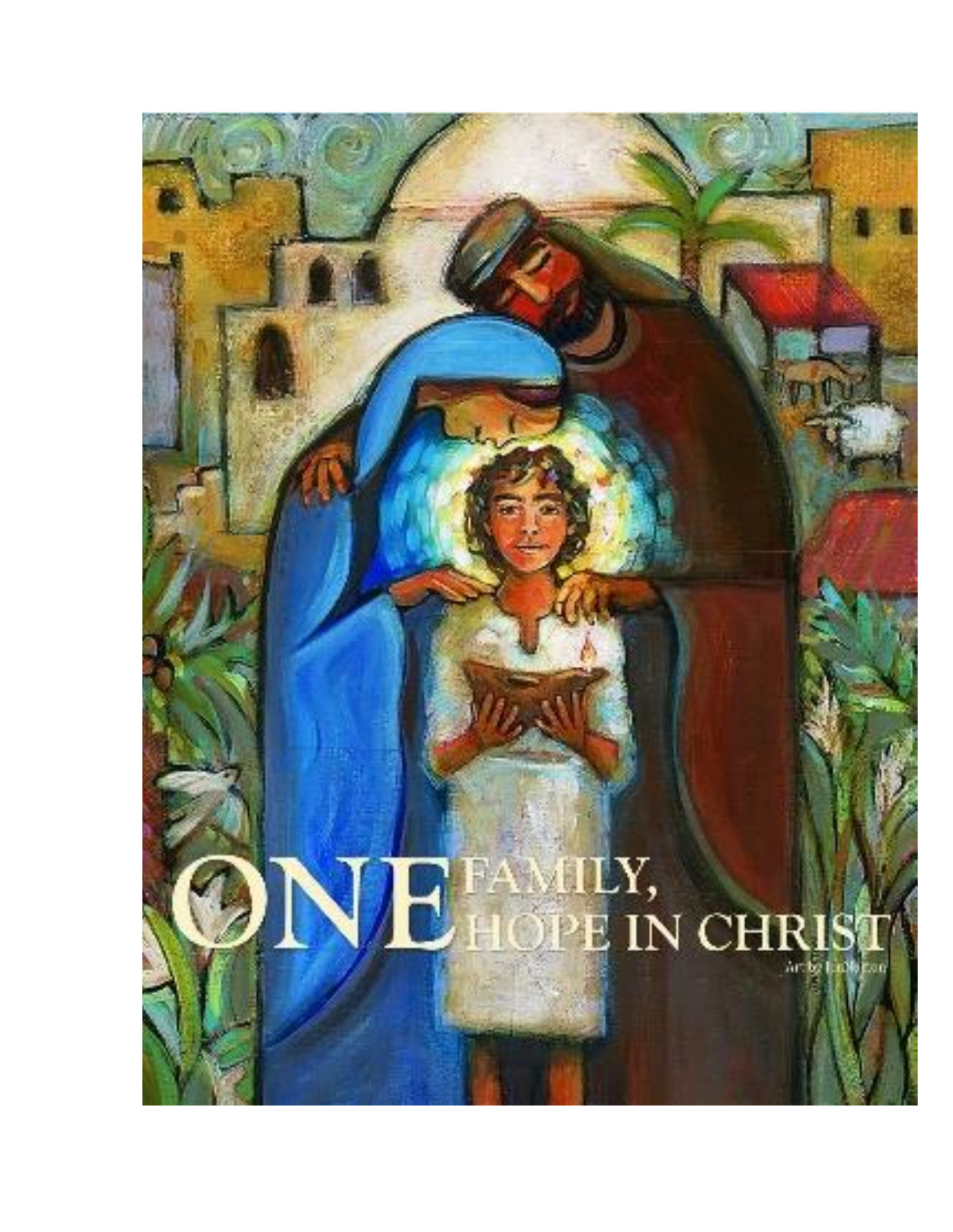# ONE FAMILY, ONE HOPE IN CHRIST

art by Jen Norton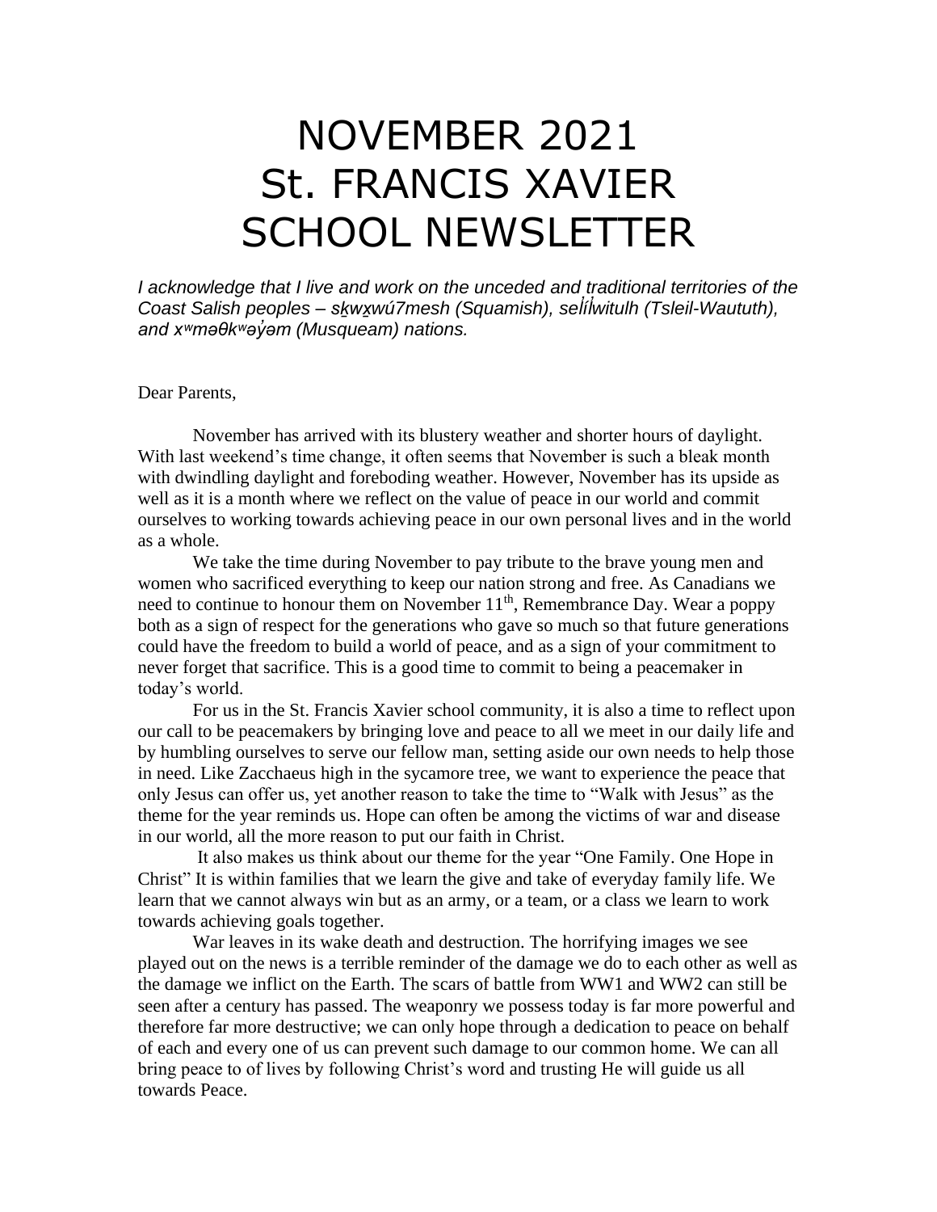# NOVEMBER 2021
# St. FRANCIS XAVIER SCHOOL NEWSLETTER

*I acknowledge that I live and work on the unceded and traditional territories of the Coast Salish peoples – sḵwx̱wú7mesh (Squamish), səl̓ílwitulh (Tsleil-Waututh), and xʷməθkʷəy̓əm (Musqueam) nations.*

Dear Parents,

November has arrived with its blustery weather and shorter hours of daylight. With last weekend's time change, it often seems that November is such a bleak month with dwindling daylight and foreboding weather. However, November has its upside as well as it is a month where we reflect on the value of peace in our world and commit ourselves to working towards achieving peace in our own personal lives and in the world as a whole.

We take the time during November to pay tribute to the brave young men and women who sacrificed everything to keep our nation strong and free. As Canadians we need to continue to honour them on November 11th, Remembrance Day. Wear a poppy both as a sign of respect for the generations who gave so much so that future generations could have the freedom to build a world of peace, and as a sign of your commitment to never forget that sacrifice. This is a good time to commit to being a peacemaker in today's world.

For us in the St. Francis Xavier school community, it is also a time to reflect upon our call to be peacemakers by bringing love and peace to all we meet in our daily life and by humbling ourselves to serve our fellow man, setting aside our own needs to help those in need. Like Zacchaeus high in the sycamore tree, we want to experience the peace that only Jesus can offer us, yet another reason to take the time to "Walk with Jesus" as the theme for the year reminds us. Hope can often be among the victims of war and disease in our world, all the more reason to put our faith in Christ.

It also makes us think about our theme for the year "One Family. One Hope in Christ" It is within families that we learn the give and take of everyday family life. We learn that we cannot always win but as an army, or a team, or a class we learn to work towards achieving goals together.

War leaves in its wake death and destruction. The horrifying images we see played out on the news is a terrible reminder of the damage we do to each other as well as the damage we inflict on the Earth. The scars of battle from WW1 and WW2 can still be seen after a century has passed. The weaponry we possess today is far more powerful and therefore far more destructive; we can only hope through a dedication to peace on behalf of each and every one of us can prevent such damage to our common home. We can all bring peace to of lives by following Christ's word and trusting He will guide us all towards Peace.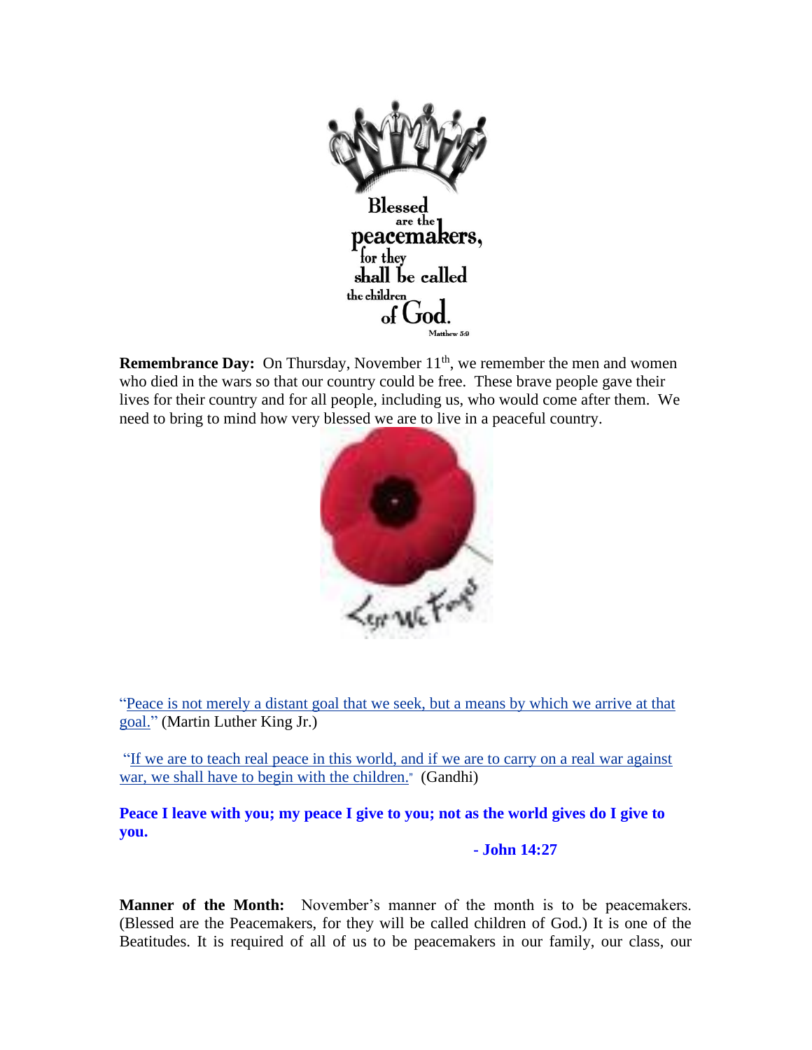**Remembrance Day:** On Thursday, November 11th, we remember the men and women who died in the wars so that our country could be free. These brave people gave their lives for their country and for all people, including us, who would come after them. We need to bring to mind how very blessed we are to live in a peaceful country.

"Peace is not merely a distant goal that we seek, but a means by which we arrive at that goal." (Martin Luther King Jr.)

"If we are to teach real peace in this world, and if we are to carry on a real war against war, we shall have to begin with the children." (Gandhi)

**Peace I leave with you; my peace I give to you; not as the world gives do I give to you.**

**- John 14:27**

**Manner of the Month:** November's manner of the month is to be peacemakers. (Blessed are the Peacemakers, for they will be called children of God.) It is one of the Beatitudes. It is required of all of us to be peacemakers in our family, our class, our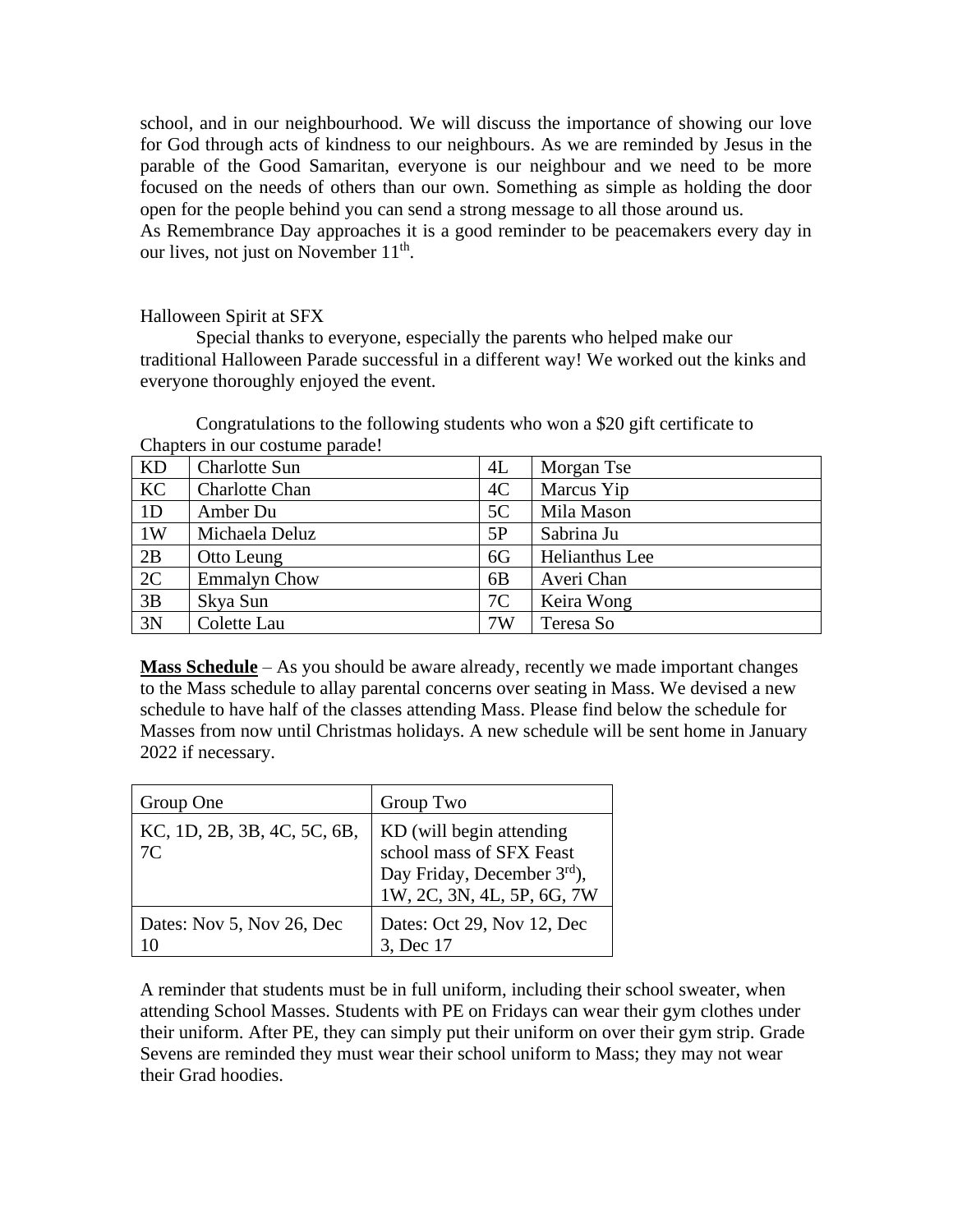school, and in our neighbourhood. We will discuss the importance of showing our love for God through acts of kindness to our neighbours. As we are reminded by Jesus in the parable of the Good Samaritan, everyone is our neighbour and we need to be more focused on the needs of others than our own. Something as simple as holding the door open for the people behind you can send a strong message to all those around us.
As Remembrance Day approaches it is a good reminder to be peacemakers every day in our lives, not just on November 11th.

Halloween Spirit at SFX

Special thanks to everyone, especially the parents who helped make our traditional Halloween Parade successful in a different way! We worked out the kinks and everyone thoroughly enjoyed the event.

Congratulations to the following students who won a $20 gift certificate to Chapters in our costume parade!

| KD | Charlotte Sun | 4L | Morgan Tse |
|---|---|---|---|
| KC | Charlotte Chan | 4C | Marcus Yip |
| 1D | Amber Du | 5C | Mila Mason |
| 1W | Michaela Deluz | 5P | Sabrina Ju |
| 2B | Otto Leung | 6G | Helianthus Lee |
| 2C | Emmalyn Chow | 6B | Averi Chan |
| 3B | Skya Sun | 7C | Keira Wong |
| 3N | Colette Lau | 7W | Teresa So |

**Mass Schedule** – As you should be aware already, recently we made important changes to the Mass schedule to allay parental concerns over seating in Mass. We devised a new schedule to have half of the classes attending Mass. Please find below the schedule for Masses from now until Christmas holidays. A new schedule will be sent home in January 2022 if necessary.

| Group One | Group Two |
|---|---|
| KC, 1D, 2B, 3B, 4C, 5C, 6B, 7C | KD (will begin attending school mass of SFX Feast Day Friday, December 3rd), 1W, 2C, 3N, 4L, 5P, 6G, 7W |
| Dates: Nov 5, Nov 26, Dec 10 | Dates: Oct 29, Nov 12, Dec 3, Dec 17 |

A reminder that students must be in full uniform, including their school sweater, when attending School Masses. Students with PE on Fridays can wear their gym clothes under their uniform. After PE, they can simply put their uniform on over their gym strip. Grade Sevens are reminded they must wear their school uniform to Mass; they may not wear their Grad hoodies.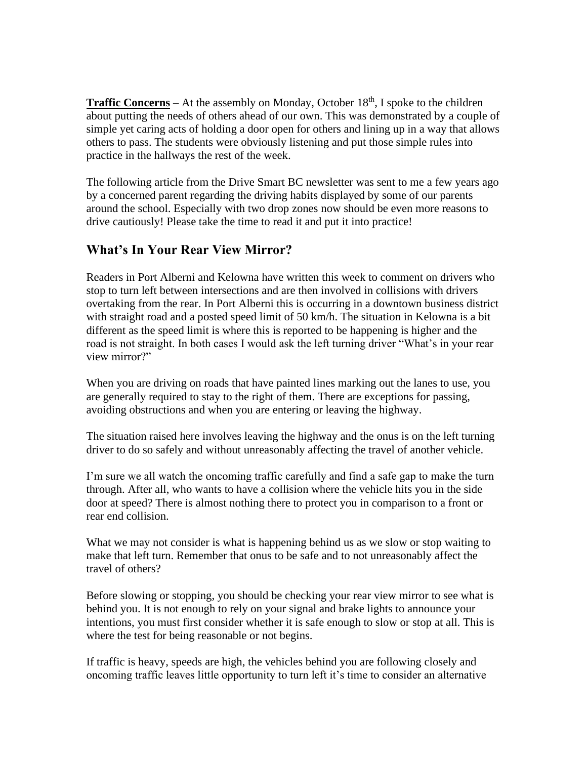**Traffic Concerns** – At the assembly on Monday, October 18th, I spoke to the children about putting the needs of others ahead of our own. This was demonstrated by a couple of simple yet caring acts of holding a door open for others and lining up in a way that allows others to pass. The students were obviously listening and put those simple rules into practice in the hallways the rest of the week.

The following article from the Drive Smart BC newsletter was sent to me a few years ago by a concerned parent regarding the driving habits displayed by some of our parents around the school. Especially with two drop zones now should be even more reasons to drive cautiously! Please take the time to read it and put it into practice!

## What's In Your Rear View Mirror?

Readers in Port Alberni and Kelowna have written this week to comment on drivers who stop to turn left between intersections and are then involved in collisions with drivers overtaking from the rear. In Port Alberni this is occurring in a downtown business district with straight road and a posted speed limit of 50 km/h. The situation in Kelowna is a bit different as the speed limit is where this is reported to be happening is higher and the road is not straight. In both cases I would ask the left turning driver "What's in your rear view mirror?"

When you are driving on roads that have painted lines marking out the lanes to use, you are generally required to stay to the right of them. There are exceptions for passing, avoiding obstructions and when you are entering or leaving the highway.

The situation raised here involves leaving the highway and the onus is on the left turning driver to do so safely and without unreasonably affecting the travel of another vehicle.

I'm sure we all watch the oncoming traffic carefully and find a safe gap to make the turn through. After all, who wants to have a collision where the vehicle hits you in the side door at speed? There is almost nothing there to protect you in comparison to a front or rear end collision.

What we may not consider is what is happening behind us as we slow or stop waiting to make that left turn. Remember that onus to be safe and to not unreasonably affect the travel of others?

Before slowing or stopping, you should be checking your rear view mirror to see what is behind you. It is not enough to rely on your signal and brake lights to announce your intentions, you must first consider whether it is safe enough to slow or stop at all. This is where the test for being reasonable or not begins.

If traffic is heavy, speeds are high, the vehicles behind you are following closely and oncoming traffic leaves little opportunity to turn left it's time to consider an alternative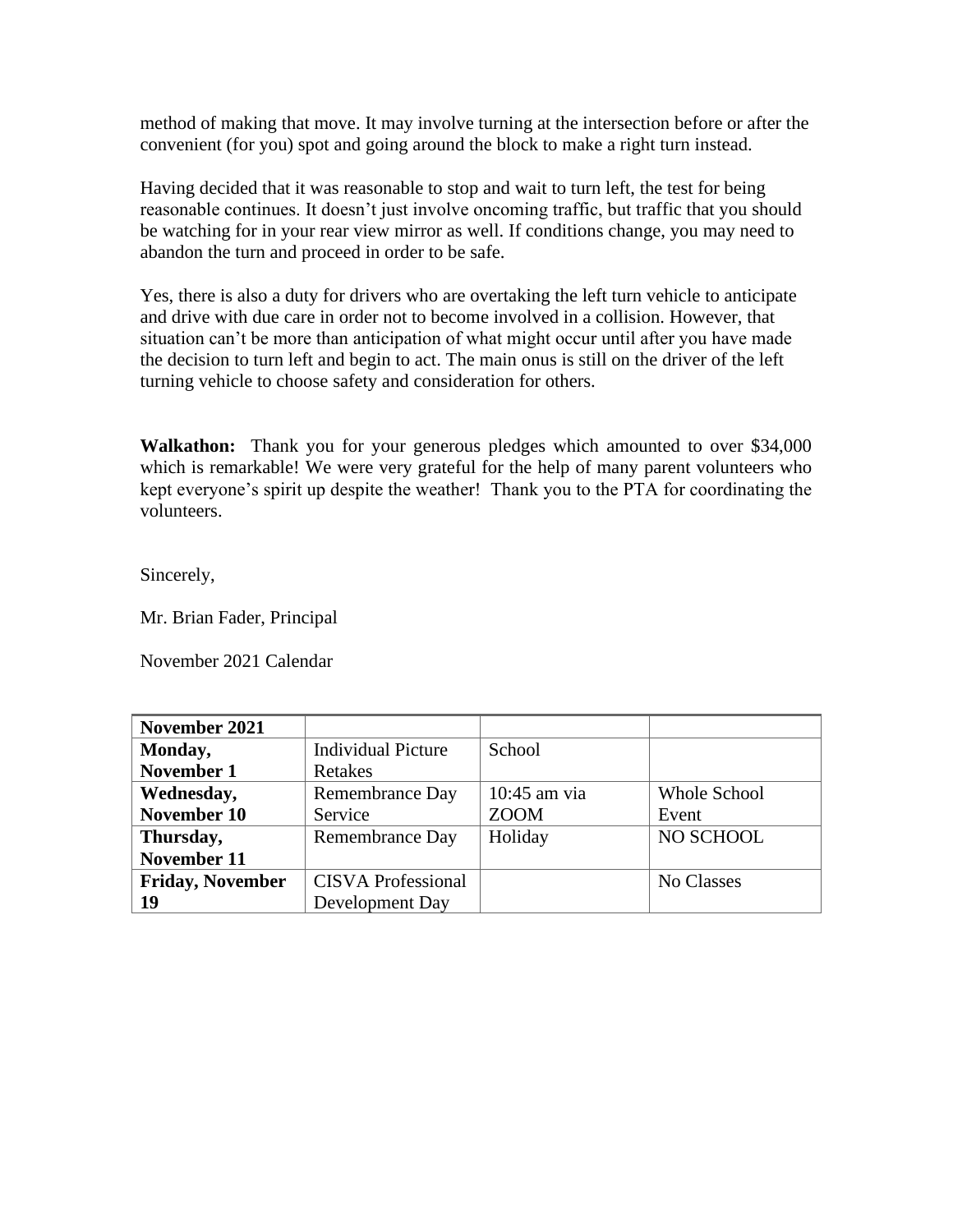method of making that move. It may involve turning at the intersection before or after the convenient (for you) spot and going around the block to make a right turn instead.

Having decided that it was reasonable to stop and wait to turn left, the test for being reasonable continues. It doesn't just involve oncoming traffic, but traffic that you should be watching for in your rear view mirror as well. If conditions change, you may need to abandon the turn and proceed in order to be safe.

Yes, there is also a duty for drivers who are overtaking the left turn vehicle to anticipate and drive with due care in order not to become involved in a collision. However, that situation can't be more than anticipation of what might occur until after you have made the decision to turn left and begin to act. The main onus is still on the driver of the left turning vehicle to choose safety and consideration for others.

**Walkathon:** Thank you for your generous pledges which amounted to over $34,000 which is remarkable! We were very grateful for the help of many parent volunteers who kept everyone's spirit up despite the weather! Thank you to the PTA for coordinating the volunteers.

Sincerely,

Mr. Brian Fader, Principal

November 2021 Calendar

| **November 2021** | | | |
|---|---|---|---|
| **Monday, November 1** | Individual Picture Retakes | School | |
| **Wednesday, November 10** | Remembrance Day Service | 10:45 am via ZOOM | Whole School Event |
| **Thursday, November 11** | Remembrance Day | Holiday | NO SCHOOL |
| **Friday, November 19** | CISVA Professional Development Day | | No Classes |